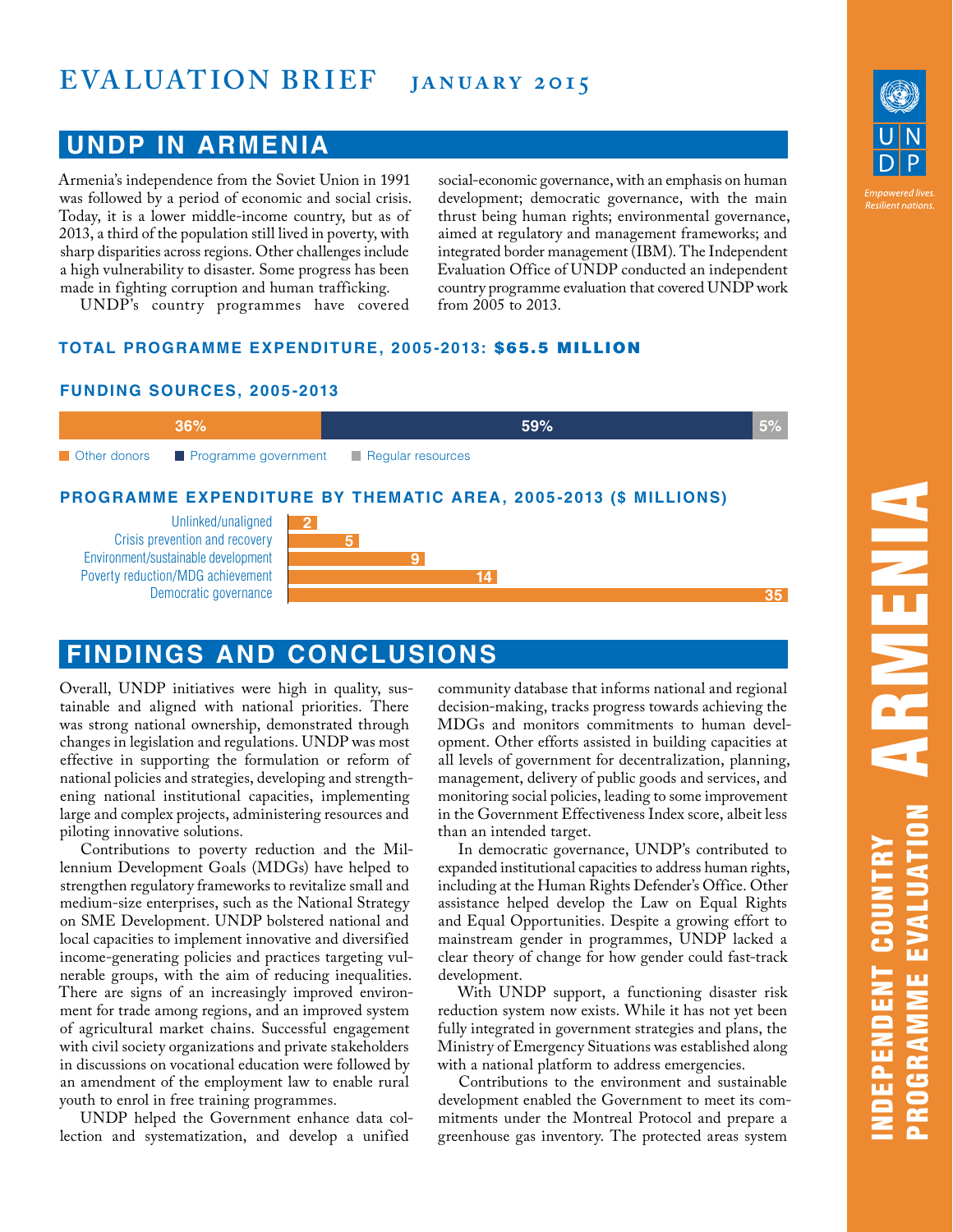# EVALUATION BRIEF JANUARY 2015

## UNDP IN ARMENIA

Armenia's independence from the Soviet Union in 1991 was followed by a period of economic and social crisis. Today, it is a lower middle-income country, but as of 2013, a third of the population still lived in poverty, with sharp disparities across regions. Other challenges include a high vulnerability to disaster. Some progress has been made in fighting corruption and human trafficking.

UNDP's country programmes have covered social-economic governance, with an emphasis on human development; democratic governance, with the main thrust being human rights; environmental governance, aimed at regulatory and management frameworks; and integrated border management (IBM). The Independent Evaluation Office of UNDP conducted an independent country programme evaluation that covered UNDP work from 2005 to 2013.

### TOTAL PROGRAMME EXPENDITURE, 2005-2013: $65.5 MILLION

### FUNDING SOURCES, 2005-2013

| Source | Share |
|---|---|
| Other donors | 36% |
| Programme government | 59% |
| Regular resources | 5% |

### PROGRAMME EXPENDITURE BY THEMATIC AREA, 2005-2013 ($ MILLIONS)

| Thematic area | $ millions |
|---|---|
| Unlinked/unaligned | 2 |
| Crisis prevention and recovery | 5 |
| Environment/sustainable development | 9 |
| Poverty reduction/MDG achievement | 14 |
| Democratic governance | 35 |

## FINDINGS AND CONCLUSIONS

Overall, UNDP initiatives were high in quality, sustainable and aligned with national priorities. There was strong national ownership, demonstrated through changes in legislation and regulations. UNDP was most effective in supporting the formulation or reform of national policies and strategies, developing and strengthening national institutional capacities, implementing large and complex projects, administering resources and piloting innovative solutions.

Contributions to poverty reduction and the Millennium Development Goals (MDGs) have helped to strengthen regulatory frameworks to revitalize small and medium-size enterprises, such as the National Strategy on SME Development. UNDP bolstered national and local capacities to implement innovative and diversified income-generating policies and practices targeting vulnerable groups, with the aim of reducing inequalities. There are signs of an increasingly improved environment for trade among regions, and an improved system of agricultural market chains. Successful engagement with civil society organizations and private stakeholders in discussions on vocational education were followed by an amendment of the employment law to enable rural youth to enrol in free training programmes.

UNDP helped the Government enhance data collection and systematization, and develop a unified community database that informs national and regional decision-making, tracks progress towards achieving the MDGs and monitors commitments to human development. Other efforts assisted in building capacities at all levels of government for decentralization, planning, management, delivery of public goods and services, and monitoring social policies, leading to some improvement in the Government Effectiveness Index score, albeit less than an intended target.

In democratic governance, UNDP's contributed to expanded institutional capacities to address human rights, including at the Human Rights Defender's Office. Other assistance helped develop the Law on Equal Rights and Equal Opportunities. Despite a growing effort to mainstream gender in programmes, UNDP lacked a clear theory of change for how gender could fast-track development.

With UNDP support, a functioning disaster risk reduction system now exists. While it has not yet been fully integrated in government strategies and plans, the Ministry of Emergency Situations was established along with a national platform to address emergencies.

Contributions to the environment and sustainable development enabled the Government to meet its commitments under the Montreal Protocol and prepare a greenhouse gas inventory. The protected areas system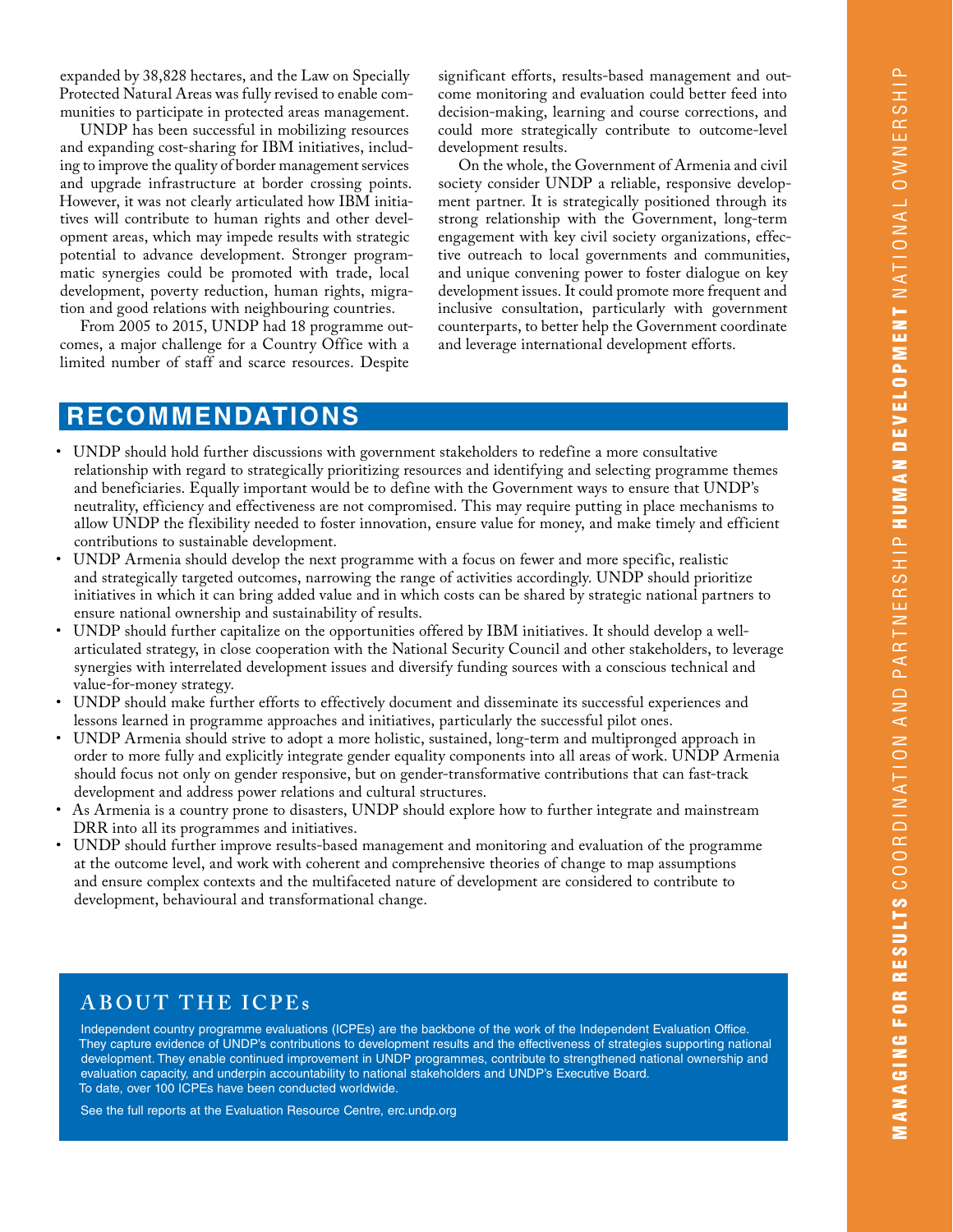expanded by 38,828 hectares, and the Law on Specially Protected Natural Areas was fully revised to enable communities to participate in protected areas management.

UNDP has been successful in mobilizing resources and expanding cost-sharing for IBM initiatives, including to improve the quality of border management services and upgrade infrastructure at border crossing points. However, it was not clearly articulated how IBM initiatives will contribute to human rights and other development areas, which may impede results with strategic potential to advance development. Stronger programmatic synergies could be promoted with trade, local development, poverty reduction, human rights, migration and good relations with neighbouring countries.

From 2005 to 2015, UNDP had 18 programme outcomes, a major challenge for a Country Office with a limited number of staff and scarce resources. Despite significant efforts, results-based management and outcome monitoring and evaluation could better feed into decision-making, learning and course corrections, and could more strategically contribute to outcome-level development results.

On the whole, the Government of Armenia and civil society consider UNDP a reliable, responsive development partner. It is strategically positioned through its strong relationship with the Government, long-term engagement with key civil society organizations, effective outreach to local governments and communities, and unique convening power to foster dialogue on key development issues. It could promote more frequent and inclusive consultation, particularly with government counterparts, to better help the Government coordinate and leverage international development efforts.

## RECOMMENDATIONS

- UNDP should hold further discussions with government stakeholders to redefine a more consultative relationship with regard to strategically prioritizing resources and identifying and selecting programme themes and beneficiaries. Equally important would be to define with the Government ways to ensure that UNDP's neutrality, efficiency and effectiveness are not compromised. This may require putting in place mechanisms to allow UNDP the flexibility needed to foster innovation, ensure value for money, and make timely and efficient contributions to sustainable development.
- UNDP Armenia should develop the next programme with a focus on fewer and more specific, realistic and strategically targeted outcomes, narrowing the range of activities accordingly. UNDP should prioritize initiatives in which it can bring added value and in which costs can be shared by strategic national partners to ensure national ownership and sustainability of results.
- UNDP should further capitalize on the opportunities offered by IBM initiatives. It should develop a well-articulated strategy, in close cooperation with the National Security Council and other stakeholders, to leverage synergies with interrelated development issues and diversify funding sources with a conscious technical and value-for-money strategy.
- UNDP should make further efforts to effectively document and disseminate its successful experiences and lessons learned in programme approaches and initiatives, particularly the successful pilot ones.
- UNDP Armenia should strive to adopt a more holistic, sustained, long-term and multipronged approach in order to more fully and explicitly integrate gender equality components into all areas of work. UNDP Armenia should focus not only on gender responsive, but on gender-transformative contributions that can fast-track development and address power relations and cultural structures.
- As Armenia is a country prone to disasters, UNDP should explore how to further integrate and mainstream DRR into all its programmes and initiatives.
- UNDP should further improve results-based management and monitoring and evaluation of the programme at the outcome level, and work with coherent and comprehensive theories of change to map assumptions and ensure complex contexts and the multifaceted nature of development are considered to contribute to development, behavioural and transformational change.

## ABOUT THE ICPEs

Independent country programme evaluations (ICPEs) are the backbone of the work of the Independent Evaluation Office. They capture evidence of UNDP's contributions to development results and the effectiveness of strategies supporting national development. They enable continued improvement in UNDP programmes, contribute to strengthened national ownership and evaluation capacity, and underpin accountability to national stakeholders and UNDP's Executive Board. To date, over 100 ICPEs have been conducted worldwide.

See the full reports at the Evaluation Resource Centre, erc.undp.org

**MANAGING FOR RESULTS** COORDINATION AND PARTNERSHIP **HUMAN DEVELOPMENT** NATIONAL OWNERSHIP